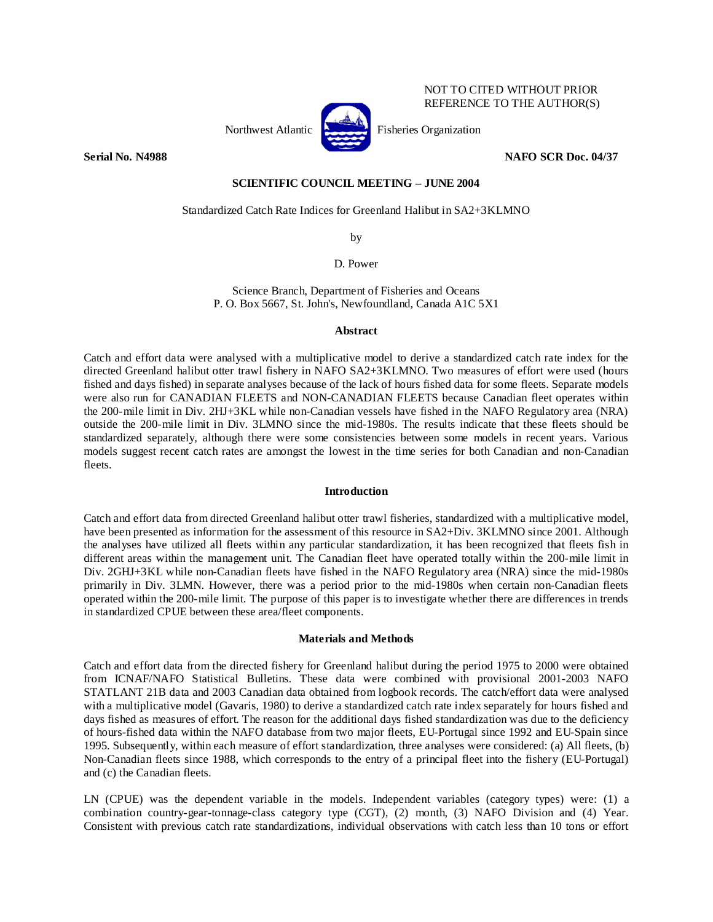NOT TO CITED WITHOUT PRIOR REFERENCE TO THE AUTHOR(S)

Northwest Atlantic Fisheries Organization

**Serial No. N4988** **NAFO SCR Doc. 04/37**

**SCIENTIFIC COUNCIL MEETING – JUNE 2004**

Standardized Catch Rate Indices for Greenland Halibut in SA2+3KLMNO

by

D. Power

Science Branch, Department of Fisheries and Oceans
P. O. Box 5667, St. John's, Newfoundland, Canada A1C 5X1

## Abstract

Catch and effort data were analysed with a multiplicative model to derive a standardized catch rate index for the directed Greenland halibut otter trawl fishery in NAFO SA2+3KLMNO. Two measures of effort were used (hours fished and days fished) in separate analyses because of the lack of hours fished data for some fleets. Separate models were also run for CANADIAN FLEETS and NON-CANADIAN FLEETS because Canadian fleet operates within the 200-mile limit in Div. 2HJ+3KL while non-Canadian vessels have fished in the NAFO Regulatory area (NRA) outside the 200-mile limit in Div. 3LMNO since the mid-1980s. The results indicate that these fleets should be standardized separately, although there were some consistencies between some models in recent years. Various models suggest recent catch rates are amongst the lowest in the time series for both Canadian and non-Canadian fleets.

## Introduction

Catch and effort data from directed Greenland halibut otter trawl fisheries, standardized with a multiplicative model, have been presented as information for the assessment of this resource in SA2+Div. 3KLMNO since 2001. Although the analyses have utilized all fleets within any particular standardization, it has been recognized that fleets fish in different areas within the management unit. The Canadian fleet have operated totally within the 200-mile limit in Div. 2GHJ+3KL while non-Canadian fleets have fished in the NAFO Regulatory area (NRA) since the mid-1980s primarily in Div. 3LMN. However, there was a period prior to the mid-1980s when certain non-Canadian fleets operated within the 200-mile limit. The purpose of this paper is to investigate whether there are differences in trends in standardized CPUE between these area/fleet components.

## Materials and Methods

Catch and effort data from the directed fishery for Greenland halibut during the period 1975 to 2000 were obtained from ICNAF/NAFO Statistical Bulletins. These data were combined with provisional 2001-2003 NAFO STATLANT 21B data and 2003 Canadian data obtained from logbook records. The catch/effort data were analysed with a multiplicative model (Gavaris, 1980) to derive a standardized catch rate index separately for hours fished and days fished as measures of effort. The reason for the additional days fished standardization was due to the deficiency of hours-fished data within the NAFO database from two major fleets, EU-Portugal since 1992 and EU-Spain since 1995. Subsequently, within each measure of effort standardization, three analyses were considered: (a) All fleets, (b) Non-Canadian fleets since 1988, which corresponds to the entry of a principal fleet into the fishery (EU-Portugal) and (c) the Canadian fleets.

LN (CPUE) was the dependent variable in the models. Independent variables (category types) were: (1) a combination country-gear-tonnage-class category type (CGT), (2) month, (3) NAFO Division and (4) Year. Consistent with previous catch rate standardizations, individual observations with catch less than 10 tons or effort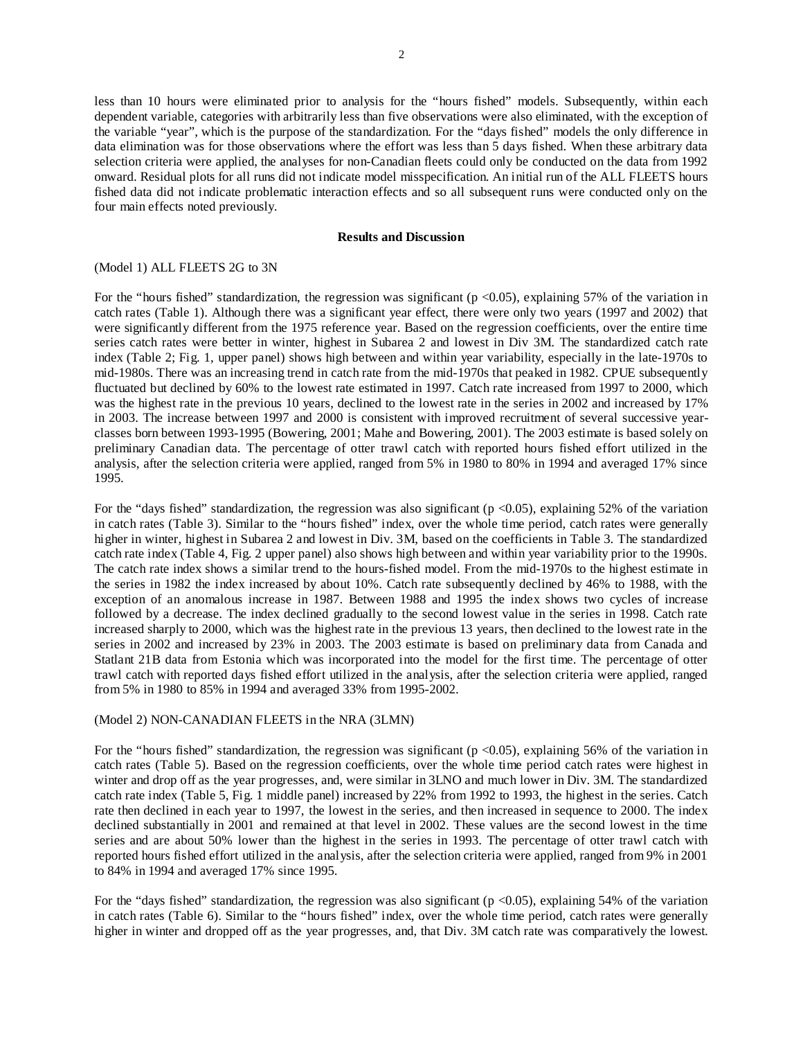less than 10 hours were eliminated prior to analysis for the "hours fished" models. Subsequently, within each dependent variable, categories with arbitrarily less than five observations were also eliminated, with the exception of the variable "year", which is the purpose of the standardization. For the "days fished" models the only difference in data elimination was for those observations where the effort was less than 5 days fished. When these arbitrary data selection criteria were applied, the analyses for non-Canadian fleets could only be conducted on the data from 1992 onward. Residual plots for all runs did not indicate model misspecification. An initial run of the ALL FLEETS hours fished data did not indicate problematic interaction effects and so all subsequent runs were conducted only on the four main effects noted previously.

## Results and Discussion

(Model 1) ALL FLEETS 2G to 3N

For the "hours fished" standardization, the regression was significant ($p < 0.05$), explaining 57% of the variation in catch rates (Table 1). Although there was a significant year effect, there were only two years (1997 and 2002) that were significantly different from the 1975 reference year. Based on the regression coefficients, over the entire time series catch rates were better in winter, highest in Subarea 2 and lowest in Div 3M. The standardized catch rate index (Table 2; Fig. 1, upper panel) shows high between and within year variability, especially in the late-1970s to mid-1980s. There was an increasing trend in catch rate from the mid-1970s that peaked in 1982. CPUE subsequently fluctuated but declined by 60% to the lowest rate estimated in 1997. Catch rate increased from 1997 to 2000, which was the highest rate in the previous 10 years, declined to the lowest rate in the series in 2002 and increased by 17% in 2003. The increase between 1997 and 2000 is consistent with improved recruitment of several successive year-classes born between 1993-1995 (Bowering, 2001; Mahe and Bowering, 2001). The 2003 estimate is based solely on preliminary Canadian data. The percentage of otter trawl catch with reported hours fished effort utilized in the analysis, after the selection criteria were applied, ranged from 5% in 1980 to 80% in 1994 and averaged 17% since 1995.

For the "days fished" standardization, the regression was also significant ($p < 0.05$), explaining 52% of the variation in catch rates (Table 3). Similar to the "hours fished" index, over the whole time period, catch rates were generally higher in winter, highest in Subarea 2 and lowest in Div. 3M, based on the coefficients in Table 3. The standardized catch rate index (Table 4, Fig. 2 upper panel) also shows high between and within year variability prior to the 1990s. The catch rate index shows a similar trend to the hours-fished model. From the mid-1970s to the highest estimate in the series in 1982 the index increased by about 10%. Catch rate subsequently declined by 46% to 1988, with the exception of an anomalous increase in 1987. Between 1988 and 1995 the index shows two cycles of increase followed by a decrease. The index declined gradually to the second lowest value in the series in 1998. Catch rate increased sharply to 2000, which was the highest rate in the previous 13 years, then declined to the lowest rate in the series in 2002 and increased by 23% in 2003. The 2003 estimate is based on preliminary data from Canada and Statlant 21B data from Estonia which was incorporated into the model for the first time. The percentage of otter trawl catch with reported days fished effort utilized in the analysis, after the selection criteria were applied, ranged from 5% in 1980 to 85% in 1994 and averaged 33% from 1995-2002.

(Model 2) NON-CANADIAN FLEETS in the NRA (3LMN)

For the "hours fished" standardization, the regression was significant ($p < 0.05$), explaining 56% of the variation in catch rates (Table 5). Based on the regression coefficients, over the whole time period catch rates were highest in winter and drop off as the year progresses, and, were similar in 3LNO and much lower in Div. 3M. The standardized catch rate index (Table 5, Fig. 1 middle panel) increased by 22% from 1992 to 1993, the highest in the series. Catch rate then declined in each year to 1997, the lowest in the series, and then increased in sequence to 2000. The index declined substantially in 2001 and remained at that level in 2002. These values are the second lowest in the time series and are about 50% lower than the highest in the series in 1993. The percentage of otter trawl catch with reported hours fished effort utilized in the analysis, after the selection criteria were applied, ranged from 9% in 2001 to 84% in 1994 and averaged 17% since 1995.

For the "days fished" standardization, the regression was also significant ($p < 0.05$), explaining 54% of the variation in catch rates (Table 6). Similar to the "hours fished" index, over the whole time period, catch rates were generally higher in winter and dropped off as the year progresses, and, that Div. 3M catch rate was comparatively the lowest.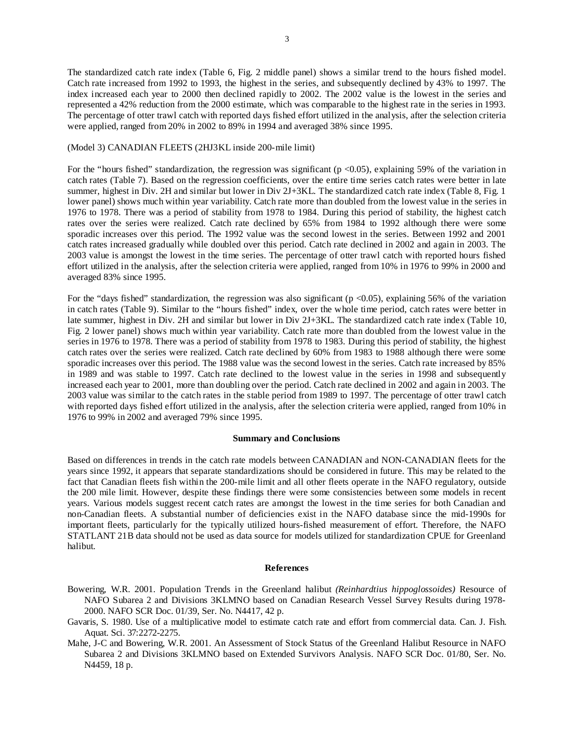The standardized catch rate index (Table 6, Fig. 2 middle panel) shows a similar trend to the hours fished model. Catch rate increased from 1992 to 1993, the highest in the series, and subsequently declined by 43% to 1997. The index increased each year to 2000 then declined rapidly to 2002. The 2002 value is the lowest in the series and represented a 42% reduction from the 2000 estimate, which was comparable to the highest rate in the series in 1993. The percentage of otter trawl catch with reported days fished effort utilized in the analysis, after the selection criteria were applied, ranged from 20% in 2002 to 89% in 1994 and averaged 38% since 1995.

(Model 3) CANADIAN FLEETS (2HJ3KL inside 200-mile limit)

For the "hours fished" standardization, the regression was significant ($p < 0.05$), explaining 59% of the variation in catch rates (Table 7). Based on the regression coefficients, over the entire time series catch rates were better in late summer, highest in Div. 2H and similar but lower in Div 2J+3KL. The standardized catch rate index (Table 8, Fig. 1 lower panel) shows much within year variability. Catch rate more than doubled from the lowest value in the series in 1976 to 1978. There was a period of stability from 1978 to 1984. During this period of stability, the highest catch rates over the series were realized. Catch rate declined by 65% from 1984 to 1992 although there were some sporadic increases over this period. The 1992 value was the second lowest in the series. Between 1992 and 2001 catch rates increased gradually while doubled over this period. Catch rate declined in 2002 and again in 2003. The 2003 value is amongst the lowest in the time series. The percentage of otter trawl catch with reported hours fished effort utilized in the analysis, after the selection criteria were applied, ranged from 10% in 1976 to 99% in 2000 and averaged 83% since 1995.

For the "days fished" standardization, the regression was also significant ($p < 0.05$), explaining 56% of the variation in catch rates (Table 9). Similar to the "hours fished" index, over the whole time period, catch rates were better in late summer, highest in Div. 2H and similar but lower in Div 2J+3KL. The standardized catch rate index (Table 10, Fig. 2 lower panel) shows much within year variability. Catch rate more than doubled from the lowest value in the series in 1976 to 1978. There was a period of stability from 1978 to 1983. During this period of stability, the highest catch rates over the series were realized. Catch rate declined by 60% from 1983 to 1988 although there were some sporadic increases over this period. The 1988 value was the second lowest in the series. Catch rate increased by 85% in 1989 and was stable to 1997. Catch rate declined to the lowest value in the series in 1998 and subsequently increased each year to 2001, more than doubling over the period. Catch rate declined in 2002 and again in 2003. The 2003 value was similar to the catch rates in the stable period from 1989 to 1997. The percentage of otter trawl catch with reported days fished effort utilized in the analysis, after the selection criteria were applied, ranged from 10% in 1976 to 99% in 2002 and averaged 79% since 1995.

## Summary and Conclusions

Based on differences in trends in the catch rate models between CANADIAN and NON-CANADIAN fleets for the years since 1992, it appears that separate standardizations should be considered in future. This may be related to the fact that Canadian fleets fish within the 200-mile limit and all other fleets operate in the NAFO regulatory, outside the 200 mile limit. However, despite these findings there were some consistencies between some models in recent years. Various models suggest recent catch rates are amongst the lowest in the time series for both Canadian and non-Canadian fleets. A substantial number of deficiencies exist in the NAFO database since the mid-1990s for important fleets, particularly for the typically utilized hours-fished measurement of effort. Therefore, the NAFO STATLANT 21B data should not be used as data source for models utilized for standardization CPUE for Greenland halibut.

## References

Bowering, W.R. 2001. Population Trends in the Greenland halibut *(Reinhardtius hippoglossoides)* Resource of NAFO Subarea 2 and Divisions 3KLMNO based on Canadian Research Vessel Survey Results during 1978-2000. NAFO SCR Doc. 01/39, Ser. No. N4417, 42 p.

Gavaris, S. 1980. Use of a multiplicative model to estimate catch rate and effort from commercial data. Can. J. Fish. Aquat. Sci. 37:2272-2275.

Mahe, J-C and Bowering, W.R. 2001. An Assessment of Stock Status of the Greenland Halibut Resource in NAFO Subarea 2 and Divisions 3KLMNO based on Extended Survivors Analysis. NAFO SCR Doc. 01/80, Ser. No. N4459, 18 p.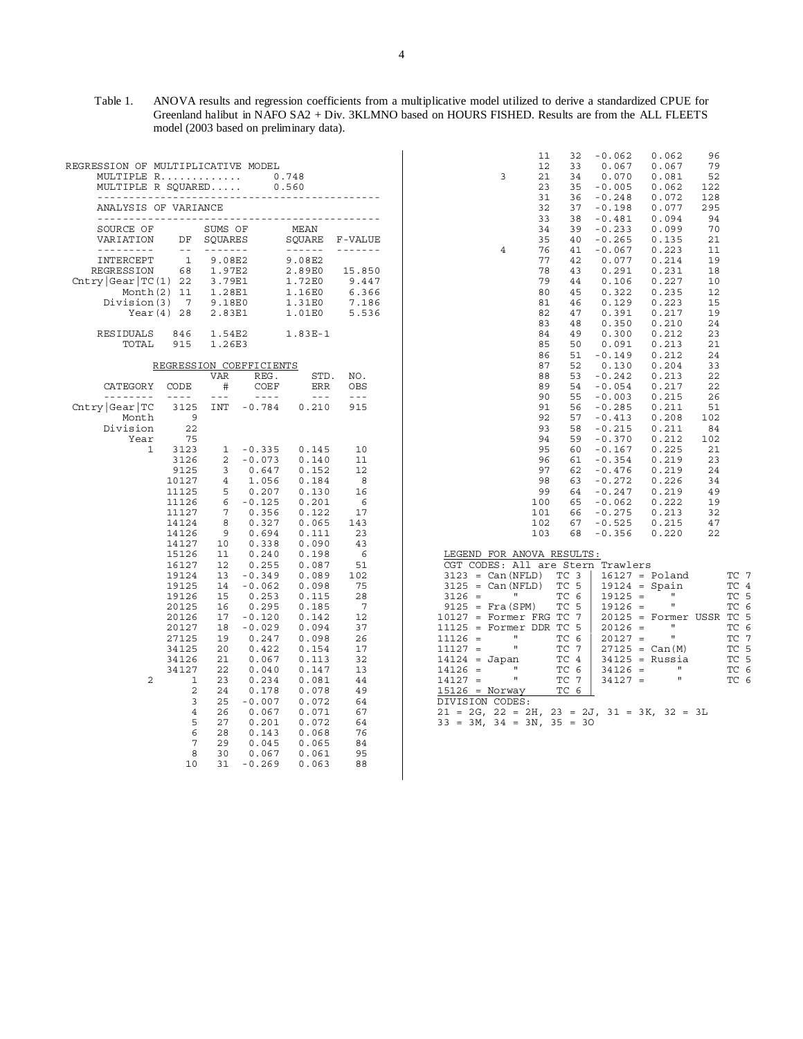Table 1. ANOVA results and regression coefficients from a multiplicative model utilized to derive a standardized CPUE for Greenland halibut in NAFO SA2 + Div. 3KLMNO based on HOURS FISHED. Results are from the ALL FLEETS model (2003 based on preliminary data).

REGRESSION OF MULTIPLICATIVE MODEL

MULTIPLE R............. 0.748

MULTIPLE R SQUARED..... 0.560

ANALYSIS OF VARIANCE

| SOURCE OF VARIATION | DF | SUMS OF SQUARES | MEAN SQUARE | F-VALUE |
|---|---|---|---|---|
| INTERCEPT | 1 | 9.08E2 | 9.08E2 | |
| REGRESSION | 68 | 1.97E2 | 2.89E0 | 15.850 |
| Cntry\|Gear\|TC(1) | 22 | 3.79E1 | 1.72E0 | 9.447 |
| Month(2) | 11 | 1.28E1 | 1.16E0 | 6.366 |
| Division(3) | 7 | 9.18E0 | 1.31E0 | 7.186 |
| Year(4) | 28 | 2.83E1 | 1.01E0 | 5.536 |
| RESIDUALS | 846 | 1.54E2 | 1.83E-1 | |
| TOTAL | 915 | 1.26E3 | | |

REGRESSION COEFFICIENTS

| CATEGORY | CODE | VAR # | REG. COEF | STD. ERR | NO. OBS |
|---|---|---|---|---|---|
| Cntry\|Gear\|TC | 3125 | INT | -0.784 | 0.210 | 915 |
| Month | 9 | | | | |
| Division | 22 | | | | |
| Year | 75 | | | | |
| 1 | 3123 | 1 | -0.335 | 0.145 | 10 |
| | 3126 | 2 | -0.073 | 0.140 | 11 |
| | 9125 | 3 | 0.647 | 0.152 | 12 |
| | 10127 | 4 | 1.056 | 0.184 | 8 |
| | 11125 | 5 | 0.207 | 0.130 | 16 |
| | 11126 | 6 | -0.125 | 0.201 | 6 |
| | 11127 | 7 | 0.356 | 0.122 | 17 |
| | 14124 | 8 | 0.327 | 0.065 | 143 |
| | 14126 | 9 | 0.694 | 0.111 | 23 |
| | 14127 | 10 | 0.338 | 0.090 | 43 |
| | 15126 | 11 | 0.240 | 0.198 | 6 |
| | 16127 | 12 | 0.255 | 0.087 | 51 |
| | 19124 | 13 | -0.349 | 0.089 | 102 |
| | 19125 | 14 | -0.062 | 0.098 | 75 |
| | 19126 | 15 | 0.253 | 0.115 | 28 |
| | 20125 | 16 | 0.295 | 0.185 | 7 |
| | 20126 | 17 | -0.120 | 0.142 | 12 |
| | 20127 | 18 | -0.029 | 0.094 | 37 |
| | 27125 | 19 | 0.247 | 0.098 | 26 |
| | 34125 | 20 | 0.422 | 0.154 | 17 |
| | 34126 | 21 | 0.067 | 0.113 | 32 |
| | 34127 | 22 | 0.040 | 0.147 | 13 |
| 2 | 1 | 23 | 0.234 | 0.081 | 44 |
| | 2 | 24 | 0.178 | 0.078 | 49 |
| | 3 | 25 | -0.007 | 0.072 | 64 |
| | 4 | 26 | 0.067 | 0.071 | 67 |
| | 5 | 27 | 0.201 | 0.072 | 64 |
| | 6 | 28 | 0.143 | 0.068 | 76 |
| | 7 | 29 | 0.045 | 0.065 | 84 |
| | 8 | 30 | 0.067 | 0.061 | 95 |
| | 10 | 31 | -0.269 | 0.063 | 88 |
| | 11 | 32 | -0.062 | 0.062 | 96 |
| | 12 | 33 | 0.067 | 0.067 | 79 |
| 3 | 21 | 34 | 0.070 | 0.081 | 52 |
| | 23 | 35 | -0.005 | 0.062 | 122 |
| | 31 | 36 | -0.248 | 0.072 | 128 |
| | 32 | 37 | -0.198 | 0.077 | 295 |
| | 33 | 38 | -0.481 | 0.094 | 94 |
| | 34 | 39 | -0.233 | 0.099 | 70 |
| | 35 | 40 | -0.265 | 0.135 | 21 |
| 4 | 76 | 41 | -0.067 | 0.223 | 11 |
| | 77 | 42 | 0.077 | 0.214 | 19 |
| | 78 | 43 | 0.291 | 0.231 | 18 |
| | 79 | 44 | 0.106 | 0.227 | 10 |
| | 80 | 45 | 0.322 | 0.235 | 12 |
| | 81 | 46 | 0.129 | 0.223 | 15 |
| | 82 | 47 | 0.391 | 0.217 | 19 |
| | 83 | 48 | 0.350 | 0.210 | 24 |
| | 84 | 49 | 0.300 | 0.212 | 23 |
| | 85 | 50 | 0.091 | 0.213 | 21 |
| | 86 | 51 | -0.149 | 0.212 | 24 |
| | 87 | 52 | 0.130 | 0.204 | 33 |
| | 88 | 53 | -0.242 | 0.213 | 22 |
| | 89 | 54 | -0.054 | 0.217 | 22 |
| | 90 | 55 | -0.003 | 0.215 | 26 |
| | 91 | 56 | -0.285 | 0.211 | 51 |
| | 92 | 57 | -0.413 | 0.208 | 102 |
| | 93 | 58 | -0.215 | 0.211 | 84 |
| | 94 | 59 | -0.370 | 0.212 | 102 |
| | 95 | 60 | -0.167 | 0.225 | 21 |
| | 96 | 61 | -0.354 | 0.219 | 23 |
| | 97 | 62 | -0.476 | 0.219 | 24 |
| | 98 | 63 | -0.272 | 0.226 | 34 |
| | 99 | 64 | -0.247 | 0.219 | 49 |
| | 100 | 65 | -0.062 | 0.222 | 19 |
| | 101 | 66 | -0.275 | 0.213 | 32 |
| | 102 | 67 | -0.525 | 0.215 | 47 |
| | 103 | 68 | -0.356 | 0.220 | 22 |

LEGEND FOR ANOVA RESULTS:

CGT CODES: All are Stern Trawlers

| Code | Country | TC | Code | Country | TC |
|---|---|---|---|---|---|
| 3123 | Can(NFLD) | TC 3 | 16127 | Poland | TC 7 |
| 3125 | Can(NFLD) | TC 5 | 19124 | Spain | TC 4 |
| 3126 | " | TC 6 | 19125 | " | TC 5 |
| 9125 | Fra(SPM) | TC 5 | 19126 | " | TC 6 |
| 10127 | Former FRG | TC 7 | 20125 | Former USSR | TC 5 |
| 11125 | Former DDR | TC 5 | 20126 | " | TC 6 |
| 11126 | " | TC 6 | 20127 | " | TC 7 |
| 11127 | " | TC 7 | 27125 | Can(M) | TC 5 |
| 14124 | Japan | TC 4 | 34125 | Russia | TC 5 |
| 14126 | " | TC 6 | 34126 | " | TC 6 |
| 14127 | " | TC 7 | 34127 | " | TC 6 |
| 15126 | Norway | TC 6 | | | |

DIVISION CODES:

21 = 2G, 22 = 2H, 23 = 2J, 31 = 3K, 32 = 3L
33 = 3M, 34 = 3N, 35 = 3O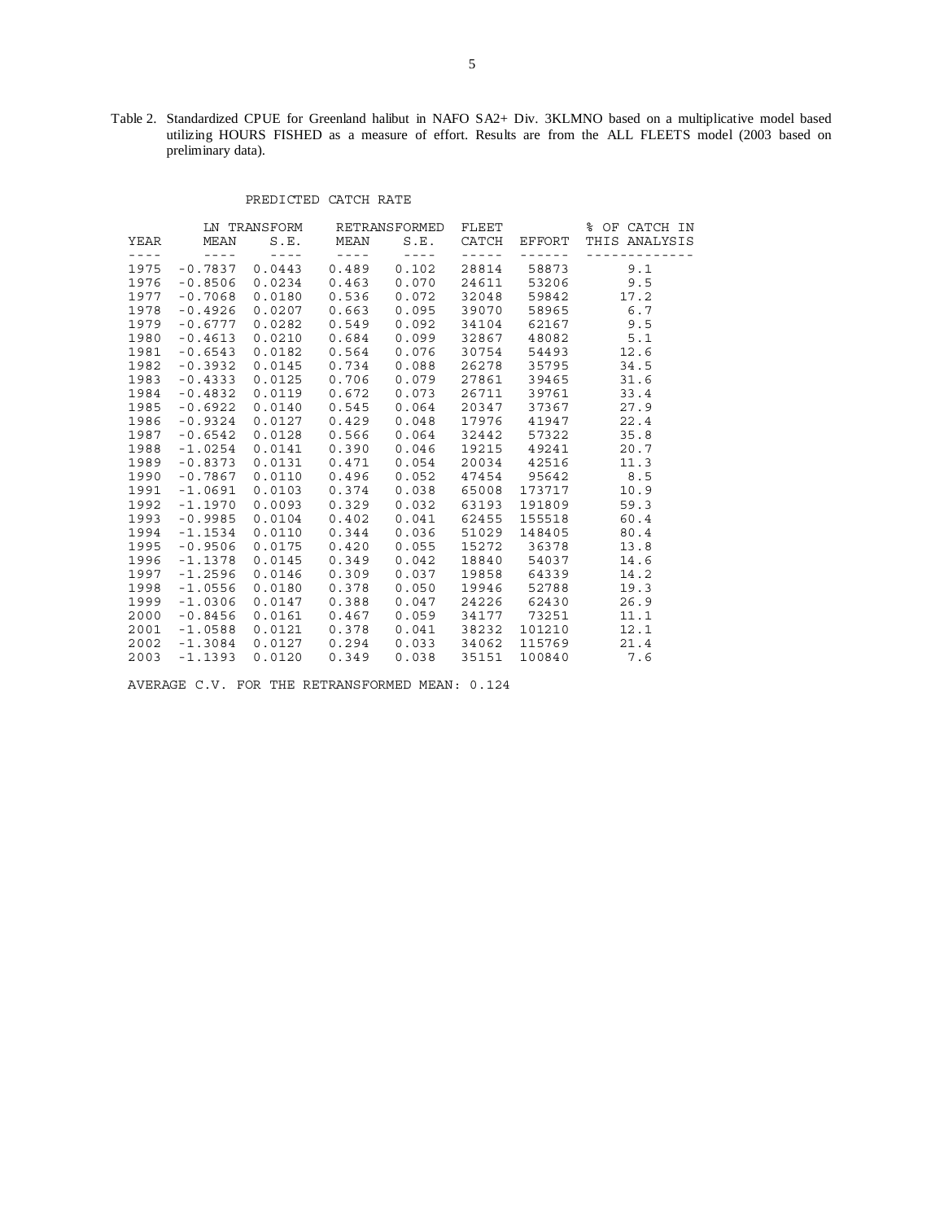Table 2. Standardized CPUE for Greenland halibut in NAFO SA2+ Div. 3KLMNO based on a multiplicative model based utilizing HOURS FISHED as a measure of effort. Results are from the ALL FLEETS model (2003 based on preliminary data).

PREDICTED CATCH RATE

| YEAR | LN TRANSFORM MEAN | LN TRANSFORM S.E. | RETRANSFORMED MEAN | RETRANSFORMED S.E. | FLEET CATCH | EFFORT | % OF CATCH IN THIS ANALYSIS |
|---|---|---|---|---|---|---|---|
| 1975 | -0.7837 | 0.0443 | 0.489 | 0.102 | 28814 | 58873 | 9.1 |
| 1976 | -0.8506 | 0.0234 | 0.463 | 0.070 | 24611 | 53206 | 9.5 |
| 1977 | -0.7068 | 0.0180 | 0.536 | 0.072 | 32048 | 59842 | 17.2 |
| 1978 | -0.4926 | 0.0207 | 0.663 | 0.095 | 39070 | 58965 | 6.7 |
| 1979 | -0.6777 | 0.0282 | 0.549 | 0.092 | 34104 | 62167 | 9.5 |
| 1980 | -0.4613 | 0.0210 | 0.684 | 0.099 | 32867 | 48082 | 5.1 |
| 1981 | -0.6543 | 0.0182 | 0.564 | 0.076 | 30754 | 54493 | 12.6 |
| 1982 | -0.3932 | 0.0145 | 0.734 | 0.088 | 26278 | 35795 | 34.5 |
| 1983 | -0.4333 | 0.0125 | 0.706 | 0.079 | 27861 | 39465 | 31.6 |
| 1984 | -0.4832 | 0.0119 | 0.672 | 0.073 | 26711 | 39761 | 33.4 |
| 1985 | -0.6922 | 0.0140 | 0.545 | 0.064 | 20347 | 37367 | 27.9 |
| 1986 | -0.9324 | 0.0127 | 0.429 | 0.048 | 17976 | 41947 | 22.4 |
| 1987 | -0.6542 | 0.0128 | 0.566 | 0.064 | 32442 | 57322 | 35.8 |
| 1988 | -1.0254 | 0.0141 | 0.390 | 0.046 | 19215 | 49241 | 20.7 |
| 1989 | -0.8373 | 0.0131 | 0.471 | 0.054 | 20034 | 42516 | 11.3 |
| 1990 | -0.7867 | 0.0110 | 0.496 | 0.052 | 47454 | 95642 | 8.5 |
| 1991 | -1.0691 | 0.0103 | 0.374 | 0.038 | 65008 | 173717 | 10.9 |
| 1992 | -1.1970 | 0.0093 | 0.329 | 0.032 | 63193 | 191809 | 59.3 |
| 1993 | -0.9985 | 0.0104 | 0.402 | 0.041 | 62455 | 155518 | 60.4 |
| 1994 | -1.1534 | 0.0110 | 0.344 | 0.036 | 51029 | 148405 | 80.4 |
| 1995 | -0.9506 | 0.0175 | 0.420 | 0.055 | 15272 | 36378 | 13.8 |
| 1996 | -1.1378 | 0.0145 | 0.349 | 0.042 | 18840 | 54037 | 14.6 |
| 1997 | -1.2596 | 0.0146 | 0.309 | 0.037 | 19858 | 64339 | 14.2 |
| 1998 | -1.0556 | 0.0180 | 0.378 | 0.050 | 19946 | 52788 | 19.3 |
| 1999 | -1.0306 | 0.0147 | 0.388 | 0.047 | 24226 | 62430 | 26.9 |
| 2000 | -0.8456 | 0.0161 | 0.467 | 0.059 | 34177 | 73251 | 11.1 |
| 2001 | -1.0588 | 0.0121 | 0.378 | 0.041 | 38232 | 101210 | 12.1 |
| 2002 | -1.3084 | 0.0127 | 0.294 | 0.033 | 34062 | 115769 | 21.4 |
| 2003 | -1.1393 | 0.0120 | 0.349 | 0.038 | 35151 | 100840 | 7.6 |

AVERAGE C.V. FOR THE RETRANSFORMED MEAN: 0.124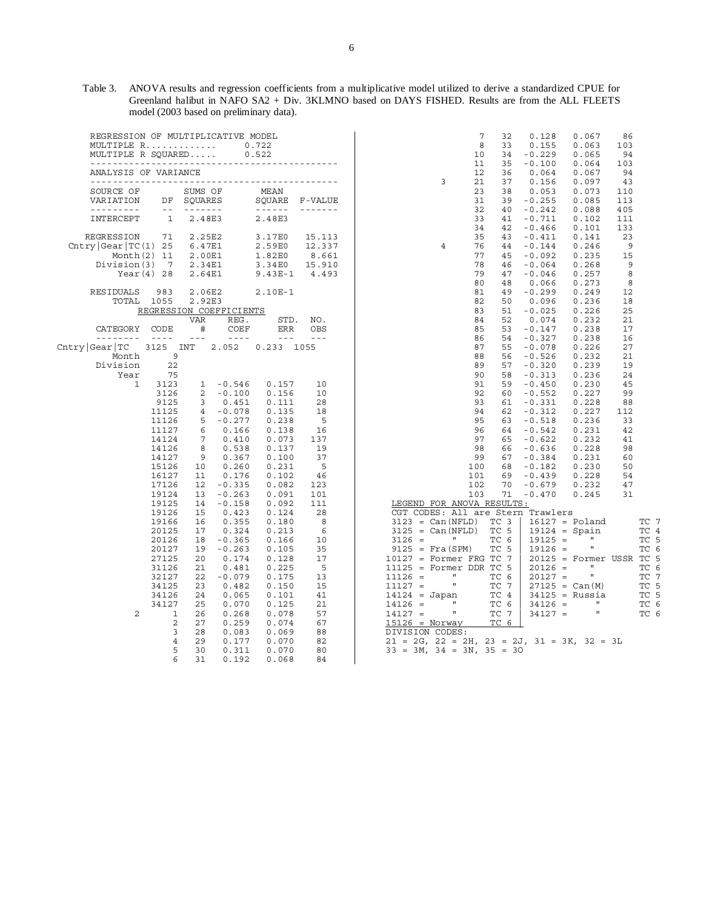Table 3. ANOVA results and regression coefficients from a multiplicative model utilized to derive a standardized CPUE for Greenland halibut in NAFO SA2 + Div. 3KLMNO based on DAYS FISHED. Results are from the ALL FLEETS model (2003 based on preliminary data).

REGRESSION OF MULTIPLICATIVE MODEL

MULTIPLE R............ 0.722

MULTIPLE R SQUARED..... 0.522

ANALYSIS OF VARIANCE

| SOURCE OF VARIATION | DF | SUMS OF SQUARES | MEAN SQUARE | F-VALUE |
|---|---|---|---|---|
| INTERCEPT | 1 | 2.48E3 | 2.48E3 | |
| REGRESSION | 71 | 2.25E2 | 3.17E0 | 15.113 |
| Cntry\|Gear\|TC(1) | 25 | 6.47E1 | 2.59E0 | 12.337 |
| Month(2) | 11 | 2.00E1 | 1.82E0 | 8.661 |
| Division(3) | 7 | 2.34E1 | 3.34E0 | 15.910 |
| Year(4) | 28 | 2.64E1 | 9.43E-1 | 4.493 |
| RESIDUALS | 983 | 2.06E2 | 2.10E-1 | |
| TOTAL | 1055 | 2.92E3 | | |

REGRESSION COEFFICIENTS

| CATEGORY | CODE | VAR # | REG. COEF | STD. ERR | NO. OBS |
|---|---|---|---|---|---|
| Cntry\|Gear\|TC | 3125 | INT | 2.052 | 0.233 | 1055 |
| Month | 9 | | | | |
| Division | 22 | | | | |
| Year | 75 | | | | |
| 1 | 3123 | 1 | -0.546 | 0.157 | 10 |
| | 3126 | 2 | -0.100 | 0.156 | 10 |
| | 9125 | 3 | 0.451 | 0.111 | 28 |
| | 11125 | 4 | -0.078 | 0.135 | 18 |
| | 11126 | 5 | -0.277 | 0.238 | 5 |
| | 11127 | 6 | 0.166 | 0.138 | 16 |
| | 14124 | 7 | 0.410 | 0.073 | 137 |
| | 14126 | 8 | 0.538 | 0.137 | 19 |
| | 14127 | 9 | 0.367 | 0.100 | 37 |
| | 15126 | 10 | 0.260 | 0.231 | 5 |
| | 16127 | 11 | 0.176 | 0.102 | 46 |
| | 17126 | 12 | -0.335 | 0.082 | 123 |
| | 19124 | 13 | -0.263 | 0.091 | 101 |
| | 19125 | 14 | -0.158 | 0.092 | 111 |
| | 19126 | 15 | 0.423 | 0.124 | 28 |
| | 19166 | 16 | 0.355 | 0.180 | 8 |
| | 20125 | 17 | 0.324 | 0.213 | 6 |
| | 20126 | 18 | -0.365 | 0.166 | 10 |
| | 20127 | 19 | -0.263 | 0.105 | 35 |
| | 27125 | 20 | 0.174 | 0.128 | 17 |
| | 31126 | 21 | 0.481 | 0.225 | 5 |
| | 32127 | 22 | -0.079 | 0.175 | 13 |
| | 34125 | 23 | 0.482 | 0.150 | 15 |
| | 34126 | 24 | 0.065 | 0.101 | 41 |
| | 34127 | 25 | 0.070 | 0.125 | 21 |
| 2 | 1 | 26 | 0.268 | 0.078 | 57 |
| | 2 | 27 | 0.259 | 0.074 | 67 |
| | 3 | 28 | 0.083 | 0.069 | 88 |
| | 4 | 29 | 0.177 | 0.070 | 82 |
| | 5 | 30 | 0.311 | 0.070 | 80 |
| | 6 | 31 | 0.192 | 0.068 | 84 |
| | 7 | 32 | 0.128 | 0.067 | 86 |
| | 8 | 33 | 0.155 | 0.063 | 103 |
| | 10 | 34 | -0.229 | 0.065 | 94 |
| | 11 | 35 | -0.100 | 0.064 | 103 |
| | 12 | 36 | 0.064 | 0.067 | 94 |
| 3 | 21 | 37 | 0.156 | 0.097 | 43 |
| | 23 | 38 | 0.053 | 0.073 | 110 |
| | 31 | 39 | -0.255 | 0.085 | 113 |
| | 32 | 40 | -0.242 | 0.088 | 405 |
| | 33 | 41 | -0.711 | 0.102 | 111 |
| | 34 | 42 | -0.466 | 0.101 | 133 |
| | 35 | 43 | -0.411 | 0.141 | 23 |
| 4 | 76 | 44 | -0.144 | 0.246 | 9 |
| | 77 | 45 | -0.092 | 0.235 | 15 |
| | 78 | 46 | -0.064 | 0.268 | 9 |
| | 79 | 47 | -0.046 | 0.257 | 8 |
| | 80 | 48 | 0.066 | 0.273 | 8 |
| | 81 | 49 | -0.299 | 0.249 | 12 |
| | 82 | 50 | 0.096 | 0.236 | 18 |
| | 83 | 51 | -0.025 | 0.226 | 25 |
| | 84 | 52 | 0.074 | 0.232 | 21 |
| | 85 | 53 | -0.147 | 0.238 | 17 |
| | 86 | 54 | -0.327 | 0.238 | 16 |
| | 87 | 55 | -0.078 | 0.226 | 27 |
| | 88 | 56 | -0.526 | 0.232 | 21 |
| | 89 | 57 | -0.320 | 0.239 | 19 |
| | 90 | 58 | -0.313 | 0.236 | 24 |
| | 91 | 59 | -0.450 | 0.230 | 45 |
| | 92 | 60 | -0.552 | 0.227 | 99 |
| | 93 | 61 | -0.331 | 0.228 | 88 |
| | 94 | 62 | -0.312 | 0.227 | 112 |
| | 95 | 63 | -0.518 | 0.236 | 33 |
| | 96 | 64 | -0.542 | 0.231 | 42 |
| | 97 | 65 | -0.622 | 0.232 | 41 |
| | 98 | 66 | -0.636 | 0.228 | 98 |
| | 99 | 67 | -0.384 | 0.231 | 60 |
| | 100 | 68 | -0.182 | 0.230 | 50 |
| | 101 | 69 | -0.439 | 0.228 | 54 |
| | 102 | 70 | -0.679 | 0.232 | 47 |
| | 103 | 71 | -0.470 | 0.245 | 31 |

LEGEND FOR ANOVA RESULTS:

CGT CODES: All are Stern Trawlers

| Code | Country | TC | Code | Country | TC |
|---|---|---|---|---|---|
| 3123 | Can(NFLD) | TC 3 | 16127 | Poland | TC 7 |
| 3125 | Can(NFLD) | TC 5 | 19124 | Spain | TC 4 |
| 3126 | " | TC 6 | 19125 | " | TC 5 |
| 9125 | Fra(SPM) | TC 5 | 19126 | " | TC 6 |
| 10127 | Former FRG | TC 7 | 20125 | Former USSR | TC 5 |
| 11125 | Former DDR | TC 5 | 20126 | " | TC 6 |
| 11126 | " | TC 6 | 20127 | " | TC 7 |
| 11127 | " | TC 7 | 27125 | Can(M) | TC 5 |
| 14124 | Japan | TC 4 | 34125 | Russia | TC 5 |
| 14126 | " | TC 6 | 34126 | " | TC 6 |
| 14127 | " | TC 7 | 34127 | " | TC 6 |
| 15126 | Norway | TC 6 | | | |

DIVISION CODES:

21 = 2G, 22 = 2H, 23 = 2J, 31 = 3K, 32 = 3L

33 = 3M, 34 = 3N, 35 = 3O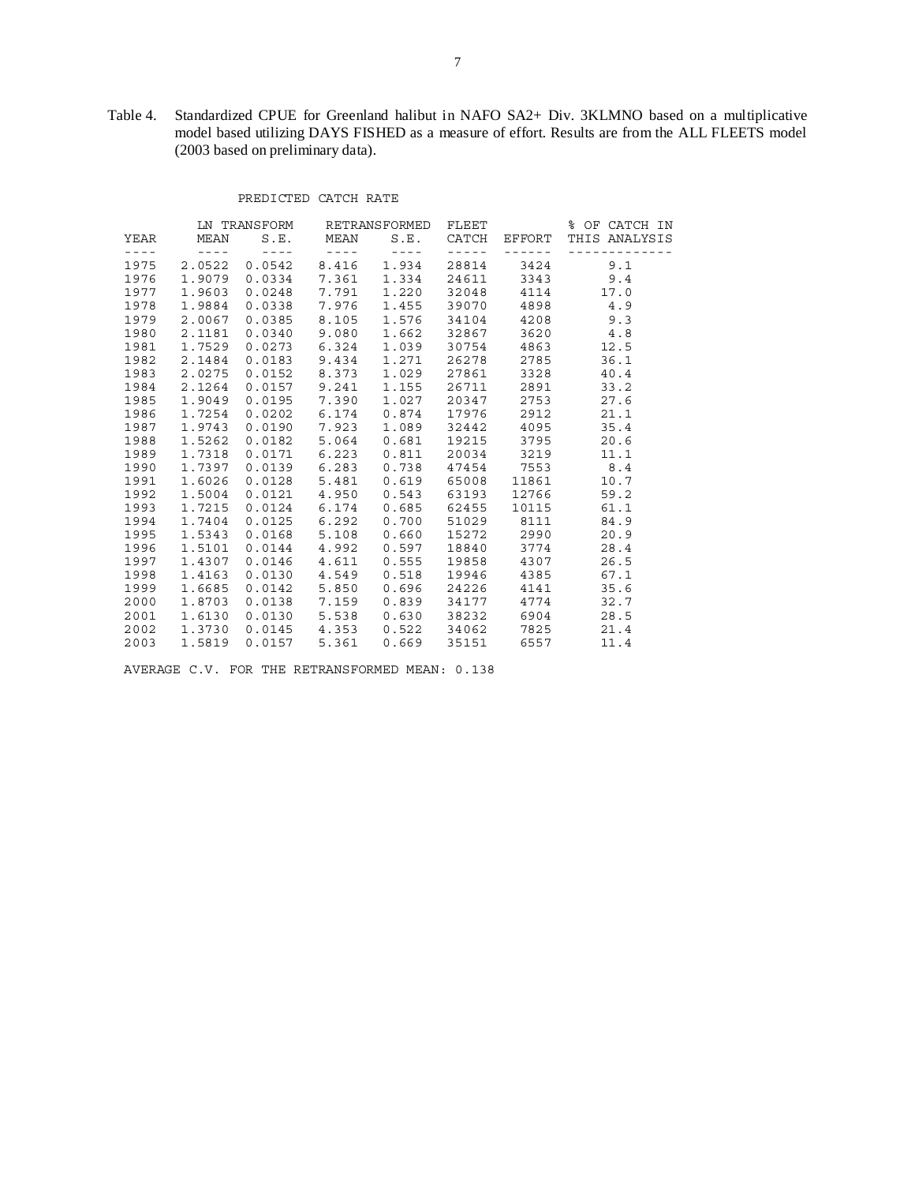Table 4. Standardized CPUE for Greenland halibut in NAFO SA2+ Div. 3KLMNO based on a multiplicative model based utilizing DAYS FISHED as a measure of effort. Results are from the ALL FLEETS model (2003 based on preliminary data).

PREDICTED CATCH RATE

| | LN TRANSFORM | | RETRANSFORMED | | FLEET | | % OF CATCH IN |
|---|---|---|---|---|---|---|---|
| YEAR | MEAN | S.E. | MEAN | S.E. | CATCH | EFFORT | THIS ANALYSIS |
| 1975 | 2.0522 | 0.0542 | 8.416 | 1.934 | 28814 | 3424 | 9.1 |
| 1976 | 1.9079 | 0.0334 | 7.361 | 1.334 | 24611 | 3343 | 9.4 |
| 1977 | 1.9603 | 0.0248 | 7.791 | 1.220 | 32048 | 4114 | 17.0 |
| 1978 | 1.9884 | 0.0338 | 7.976 | 1.455 | 39070 | 4898 | 4.9 |
| 1979 | 2.0067 | 0.0385 | 8.105 | 1.576 | 34104 | 4208 | 9.3 |
| 1980 | 2.1181 | 0.0340 | 9.080 | 1.662 | 32867 | 3620 | 4.8 |
| 1981 | 1.7529 | 0.0273 | 6.324 | 1.039 | 30754 | 4863 | 12.5 |
| 1982 | 2.1484 | 0.0183 | 9.434 | 1.271 | 26278 | 2785 | 36.1 |
| 1983 | 2.0275 | 0.0152 | 8.373 | 1.029 | 27861 | 3328 | 40.4 |
| 1984 | 2.1264 | 0.0157 | 9.241 | 1.155 | 26711 | 2891 | 33.2 |
| 1985 | 1.9049 | 0.0195 | 7.390 | 1.027 | 20347 | 2753 | 27.6 |
| 1986 | 1.7254 | 0.0202 | 6.174 | 0.874 | 17976 | 2912 | 21.1 |
| 1987 | 1.9743 | 0.0190 | 7.923 | 1.089 | 32442 | 4095 | 35.4 |
| 1988 | 1.5262 | 0.0182 | 5.064 | 0.681 | 19215 | 3795 | 20.6 |
| 1989 | 1.7318 | 0.0171 | 6.223 | 0.811 | 20034 | 3219 | 11.1 |
| 1990 | 1.7397 | 0.0139 | 6.283 | 0.738 | 47454 | 7553 | 8.4 |
| 1991 | 1.6026 | 0.0128 | 5.481 | 0.619 | 65008 | 11861 | 10.7 |
| 1992 | 1.5004 | 0.0121 | 4.950 | 0.543 | 63193 | 12766 | 59.2 |
| 1993 | 1.7215 | 0.0124 | 6.174 | 0.685 | 62455 | 10115 | 61.1 |
| 1994 | 1.7404 | 0.0125 | 6.292 | 0.700 | 51029 | 8111 | 84.9 |
| 1995 | 1.5343 | 0.0168 | 5.108 | 0.660 | 15272 | 2990 | 20.9 |
| 1996 | 1.5101 | 0.0144 | 4.992 | 0.597 | 18840 | 3774 | 28.4 |
| 1997 | 1.4307 | 0.0146 | 4.611 | 0.555 | 19858 | 4307 | 26.5 |
| 1998 | 1.4163 | 0.0130 | 4.549 | 0.518 | 19946 | 4385 | 67.1 |
| 1999 | 1.6685 | 0.0142 | 5.850 | 0.696 | 24226 | 4141 | 35.6 |
| 2000 | 1.8703 | 0.0138 | 7.159 | 0.839 | 34177 | 4774 | 32.7 |
| 2001 | 1.6130 | 0.0130 | 5.538 | 0.630 | 38232 | 6904 | 28.5 |
| 2002 | 1.3730 | 0.0145 | 4.353 | 0.522 | 34062 | 7825 | 21.4 |
| 2003 | 1.5819 | 0.0157 | 5.361 | 0.669 | 35151 | 6557 | 11.4 |

AVERAGE C.V. FOR THE RETRANSFORMED MEAN: 0.138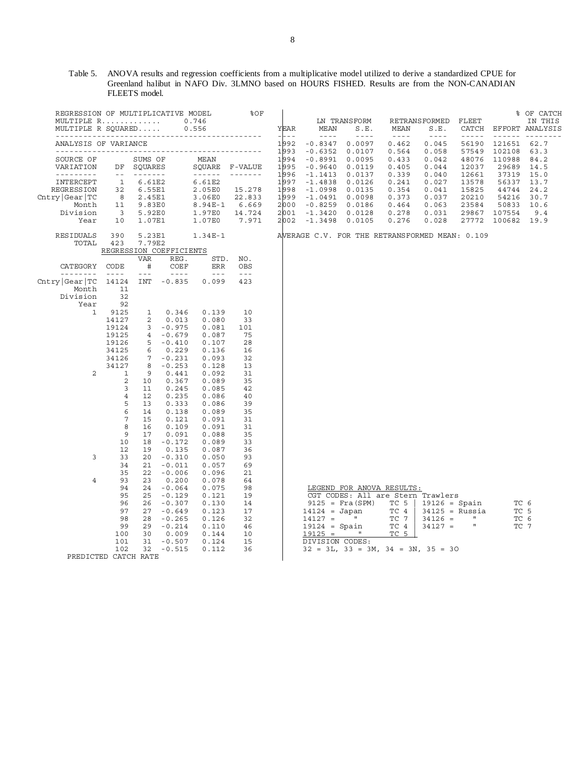Table 5. ANOVA results and regression coefficients from a multiplicative model utilized to derive a standardized CPUE for Greenland halibut in NAFO Div. 3LMNO based on HOURS FISHED. Results are from the NON-CANADIAN FLEETS model.

REGRESSION OF MULTIPLICATIVE MODEL

MULTIPLE R............. 0.746

MULTIPLE R SQUARED..... 0.556

ANALYSIS OF VARIANCE

| SOURCE OF VARIATION | DF | SUMS OF SQUARES | MEAN SQUARE | F-VALUE |
|---|---|---|---|---|
| INTERCEPT | 1 | 6.61E2 | 6.61E2 | |
| REGRESSION | 32 | 6.55E1 | 2.05E0 | 15.278 |
| Cntry\|Gear\|TC | 8 | 2.45E1 | 3.06E0 | 22.833 |
| Month | 11 | 9.83E0 | 8.94E-1 | 6.669 |
| Division | 3 | 5.92E0 | 1.97E0 | 14.724 |
| Year | 10 | 1.07E1 | 1.07E0 | 7.971 |
| RESIDUALS | 390 | 5.23E1 | 1.34E-1 | |
| TOTAL | 423 | 7.79E2 | | |

REGRESSION COEFFICIENTS

| CATEGORY | CODE | VAR # | REG. COEF | STD. ERR | NO. OBS |
|---|---|---|---|---|---|
| Cntry\|Gear\|TC | 14124 | INT | -0.835 | 0.099 | 423 |
| Month | 11 | | | | |
| Division | 32 | | | | |
| Year | 92 | | | | |
| 1 | 9125 | 1 | 0.346 | 0.139 | 10 |
| | 14127 | 2 | 0.013 | 0.080 | 33 |
| | 19124 | 3 | -0.975 | 0.081 | 101 |
| | 19125 | 4 | -0.679 | 0.087 | 75 |
| | 19126 | 5 | -0.410 | 0.107 | 28 |
| | 34125 | 6 | 0.229 | 0.136 | 16 |
| | 34126 | 7 | -0.231 | 0.093 | 32 |
| | 34127 | 8 | -0.253 | 0.128 | 13 |
| 2 | 1 | 9 | 0.441 | 0.092 | 31 |
| | 2 | 10 | 0.367 | 0.089 | 35 |
| | 3 | 11 | 0.245 | 0.085 | 42 |
| | 4 | 12 | 0.235 | 0.086 | 40 |
| | 5 | 13 | 0.333 | 0.086 | 39 |
| | 6 | 14 | 0.138 | 0.089 | 35 |
| | 7 | 15 | 0.121 | 0.091 | 31 |
| | 8 | 16 | 0.109 | 0.091 | 31 |
| | 9 | 17 | 0.091 | 0.088 | 35 |
| | 10 | 18 | -0.172 | 0.089 | 33 |
| | 12 | 19 | 0.135 | 0.087 | 36 |
| 3 | 33 | 20 | -0.310 | 0.050 | 93 |
| | 34 | 21 | -0.011 | 0.057 | 69 |
| | 35 | 22 | -0.006 | 0.096 | 21 |
| 4 | 93 | 23 | 0.200 | 0.078 | 64 |
| | 94 | 24 | -0.064 | 0.075 | 98 |
| | 95 | 25 | -0.129 | 0.121 | 19 |
| | 96 | 26 | -0.307 | 0.130 | 14 |
| | 97 | 27 | -0.649 | 0.123 | 17 |
| | 98 | 28 | -0.265 | 0.126 | 32 |
| | 99 | 29 | -0.214 | 0.110 | 46 |
| | 100 | 30 | 0.009 | 0.144 | 10 |
| | 101 | 31 | -0.507 | 0.124 | 15 |
| | 102 | 32 | -0.515 | 0.112 | 36 |

PREDICTED CATCH RATE

| YEAR | LN TRANSFORM MEAN | LN TRANSFORM S.E. | RETRANSFORMED MEAN | RETRANSFORMED S.E. | FLEET CATCH | EFFORT | % OF CATCH IN THIS ANALYSIS |
|---|---|---|---|---|---|---|---|
| 1992 | -0.8347 | 0.0097 | 0.462 | 0.045 | 56190 | 121651 | 62.7 |
| 1993 | -0.6352 | 0.0107 | 0.564 | 0.058 | 57549 | 102108 | 63.3 |
| 1994 | -0.8991 | 0.0095 | 0.433 | 0.042 | 48076 | 110988 | 84.2 |
| 1995 | -0.9640 | 0.0119 | 0.405 | 0.044 | 12037 | 29689 | 14.5 |
| 1996 | -1.1413 | 0.0137 | 0.339 | 0.040 | 12661 | 37319 | 15.0 |
| 1997 | -1.4838 | 0.0126 | 0.241 | 0.027 | 13578 | 56337 | 13.7 |
| 1998 | -1.0998 | 0.0135 | 0.354 | 0.041 | 15825 | 44744 | 24.2 |
| 1999 | -1.0491 | 0.0098 | 0.373 | 0.037 | 20210 | 54216 | 30.7 |
| 2000 | -0.8259 | 0.0186 | 0.464 | 0.063 | 23584 | 50833 | 10.6 |
| 2001 | -1.3420 | 0.0128 | 0.278 | 0.031 | 29867 | 107554 | 9.4 |
| 2002 | -1.3498 | 0.0105 | 0.276 | 0.028 | 27772 | 100682 | 19.9 |

AVERAGE C.V. FOR THE RETRANSFORMED MEAN: 0.109

LEGEND FOR ANOVA RESULTS:

CGT CODES: All are Stern Trawlers

| Code | | TC | Code | | TC |
|---|---|---|---|---|---|
| 9125 = | Fra(SPM) | TC 5 | 19126 = | Spain | TC 6 |
| 14124 = | Japan | TC 4 | 34125 = | Russia | TC 5 |
| 14127 = | " | TC 7 | 34126 = | " | TC 6 |
| 19124 = | Spain | TC 4 | 34127 = | " | TC 7 |
| 19125 = | " | TC 5 | | | |

DIVISION CODES:

32 = 3L, 33 = 3M, 34 = 3N, 35 = 3O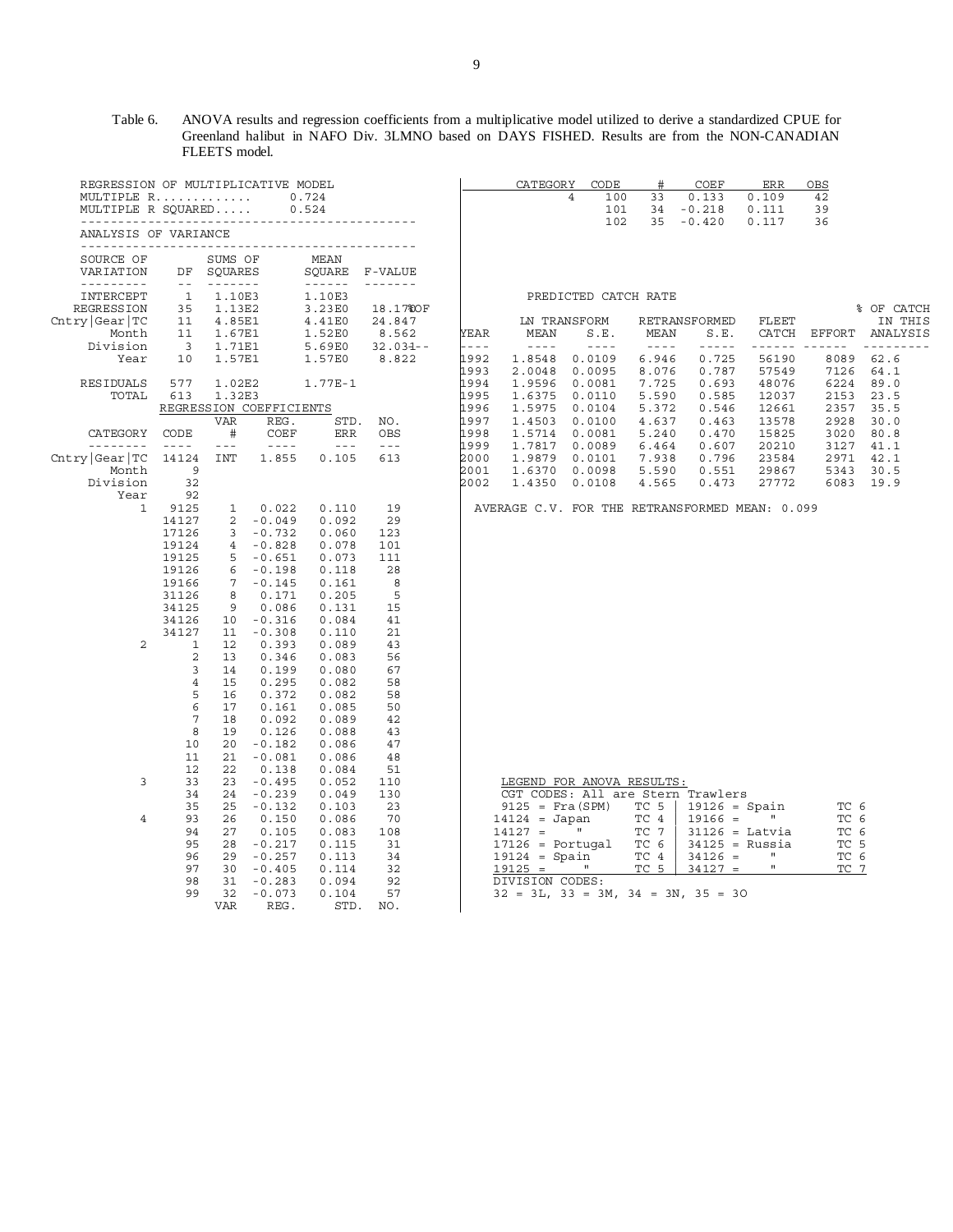Table 6. ANOVA results and regression coefficients from a multiplicative model utilized to derive a standardized CPUE for Greenland halibut in NAFO Div. 3LMNO based on DAYS FISHED. Results are from the NON-CANADIAN FLEETS model.

REGRESSION OF MULTIPLICATIVE MODEL

MULTIPLE R............. 0.724

MULTIPLE R SQUARED..... 0.524

ANALYSIS OF VARIANCE

| SOURCE OF VARIATION | DF | SUMS OF SQUARES | MEAN SQUARE | F-VALUE |
|---|---|---|---|---|
| INTERCEPT | 1 | 1.10E3 | 1.10E3 | |
| REGRESSION | 35 | 1.13E2 | 3.23E0 | 18.178 |
| Cntry\|Gear\|TC | 11 | 4.85E1 | 4.41E0 | 24.847 |
| Month | 11 | 1.67E1 | 1.52E0 | 8.562 |
| Division | 3 | 1.71E1 | 5.69E0 | 32.031 |
| Year | 10 | 1.57E1 | 1.57E0 | 8.822 |
| RESIDUALS | 577 | 1.02E2 | 1.77E-1 | |
| TOTAL | 613 | 1.32E3 | | |

REGRESSION COEFFICIENTS

| CATEGORY | CODE | VAR # | REG. COEF | STD. ERR | NO. OBS |
|---|---|---|---|---|---|
| Cntry\|Gear\|TC | 14124 | INT | 1.855 | 0.105 | 613 |
| Month | 9 | | | | |
| Division | 32 | | | | |
| Year | 92 | | | | |
| 1 | 9125 | 1 | 0.022 | 0.110 | 19 |
| | 14127 | 2 | -0.049 | 0.092 | 29 |
| | 17126 | 3 | -0.732 | 0.060 | 123 |
| | 19124 | 4 | -0.828 | 0.078 | 101 |
| | 19125 | 5 | -0.651 | 0.073 | 111 |
| | 19126 | 6 | -0.198 | 0.118 | 28 |
| | 19166 | 7 | -0.145 | 0.161 | 8 |
| | 31126 | 8 | 0.171 | 0.205 | 5 |
| | 34125 | 9 | 0.086 | 0.131 | 15 |
| | 34126 | 10 | -0.316 | 0.084 | 41 |
| | 34127 | 11 | -0.308 | 0.110 | 21 |
| 2 | 1 | 12 | 0.393 | 0.089 | 43 |
| | 2 | 13 | 0.346 | 0.083 | 56 |
| | 3 | 14 | 0.199 | 0.080 | 67 |
| | 4 | 15 | 0.295 | 0.082 | 58 |
| | 5 | 16 | 0.372 | 0.082 | 58 |
| | 6 | 17 | 0.161 | 0.085 | 50 |
| | 7 | 18 | 0.092 | 0.089 | 42 |
| | 8 | 19 | 0.126 | 0.088 | 43 |
| | 10 | 20 | -0.182 | 0.086 | 47 |
| | 11 | 21 | -0.081 | 0.086 | 48 |
| | 12 | 22 | 0.138 | 0.084 | 51 |
| 3 | 33 | 23 | -0.495 | 0.052 | 110 |
| | 34 | 24 | -0.239 | 0.049 | 130 |
| | 35 | 25 | -0.132 | 0.103 | 23 |
| 4 | 93 | 26 | 0.150 | 0.086 | 70 |
| | 94 | 27 | 0.105 | 0.083 | 108 |
| | 95 | 28 | -0.217 | 0.115 | 31 |
| | 96 | 29 | -0.257 | 0.113 | 34 |
| | 97 | 30 | -0.405 | 0.114 | 32 |
| | 98 | 31 | -0.283 | 0.094 | 92 |
| | 99 | 32 | -0.073 | 0.104 | 57 |
| 4 | 100 | 33 | 0.133 | 0.109 | 42 |
| | 101 | 34 | -0.218 | 0.111 | 39 |
| | 102 | 35 | -0.420 | 0.117 | 36 |

PREDICTED CATCH RATE

| YEAR | LN TRANSFORM MEAN | LN TRANSFORM S.E. | RETRANSFORMED MEAN | RETRANSFORMED S.E. | FLEET CATCH | EFFORT | % OF CATCH IN THIS ANALYSIS |
|---|---|---|---|---|---|---|---|
| 1992 | 1.8548 | 0.0109 | 6.946 | 0.725 | 56190 | 8089 | 62.6 |
| 1993 | 2.0048 | 0.0095 | 8.076 | 0.787 | 57549 | 7126 | 64.1 |
| 1994 | 1.9596 | 0.0081 | 7.725 | 0.693 | 48076 | 6224 | 89.0 |
| 1995 | 1.6375 | 0.0110 | 5.590 | 0.585 | 12037 | 2153 | 23.5 |
| 1996 | 1.5975 | 0.0104 | 5.372 | 0.546 | 12661 | 2357 | 35.5 |
| 1997 | 1.4503 | 0.0100 | 4.637 | 0.463 | 13578 | 2928 | 30.0 |
| 1998 | 1.5714 | 0.0081 | 5.240 | 0.470 | 15825 | 3020 | 80.8 |
| 1999 | 1.7817 | 0.0089 | 6.464 | 0.607 | 20210 | 3127 | 41.1 |
| 2000 | 1.9879 | 0.0101 | 7.938 | 0.796 | 23584 | 2971 | 42.1 |
| 2001 | 1.6370 | 0.0098 | 5.590 | 0.551 | 29867 | 5343 | 30.5 |
| 2002 | 1.4350 | 0.0108 | 4.565 | 0.473 | 27772 | 6083 | 19.9 |

AVERAGE C.V. FOR THE RETRANSFORMED MEAN: 0.099

LEGEND FOR ANOVA RESULTS:

CGT CODES: All are Stern Trawlers

| Code | Country | TC | Code | Country | TC |
|---|---|---|---|---|---|
| 9125 | Fra(SPM) | TC 5 | 19126 | Spain | TC 6 |
| 14124 | Japan | TC 4 | 19166 | " | TC 6 |
| 14127 | " | TC 7 | 31126 | Latvia | TC 6 |
| 17126 | Portugal | TC 6 | 34125 | Russia | TC 5 |
| 19124 | Spain | TC 4 | 34126 | " | TC 6 |
| 19125 | " | TC 5 | 34127 | " | TC 7 |

DIVISION CODES:

32 = 3L, 33 = 3M, 34 = 3N, 35 = 3O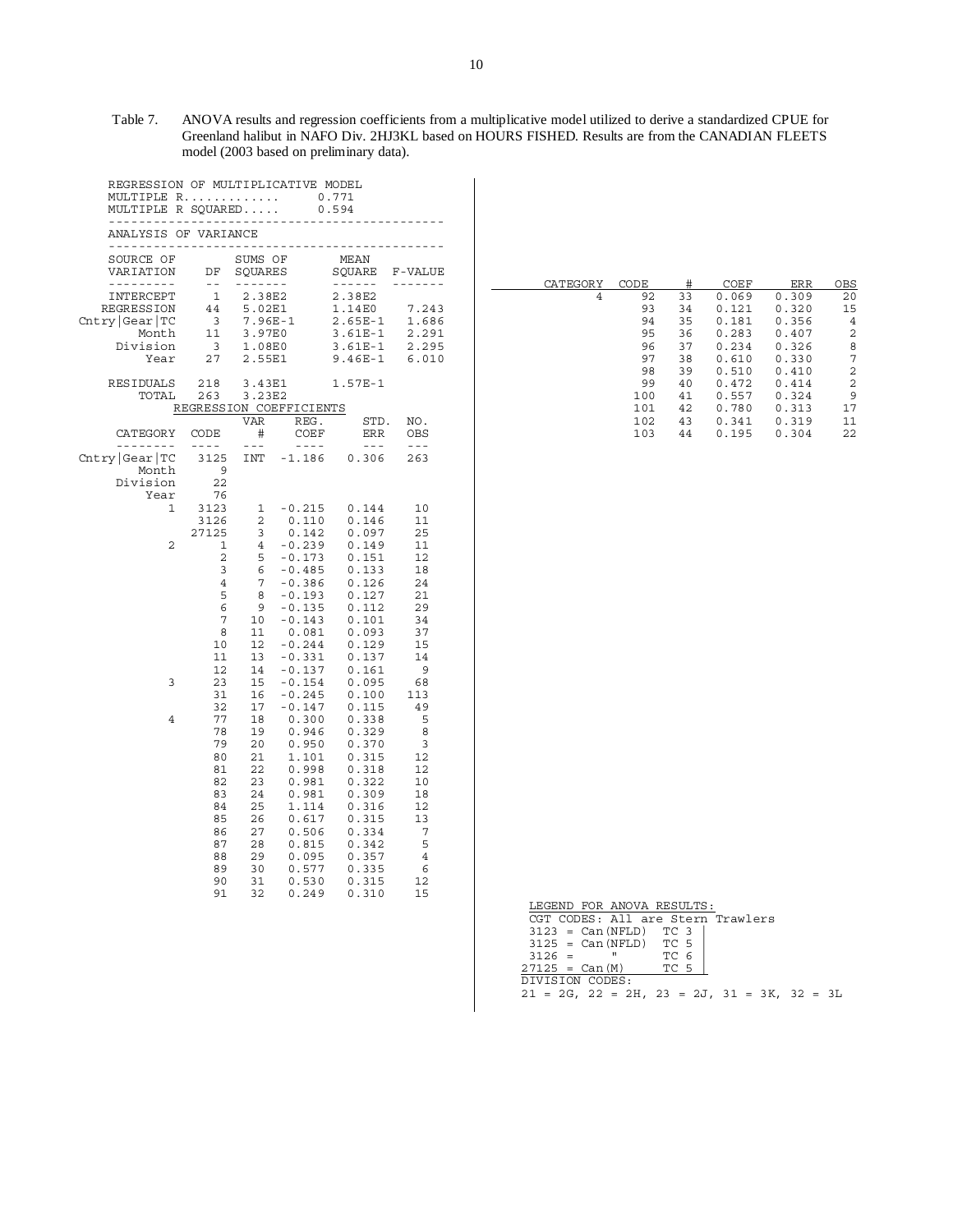Table 7. ANOVA results and regression coefficients from a multiplicative model utilized to derive a standardized CPUE for Greenland halibut in NAFO Div. 2HJ3KL based on HOURS FISHED. Results are from the CANADIAN FLEETS model (2003 based on preliminary data).

REGRESSION OF MULTIPLICATIVE MODEL

MULTIPLE R............. 0.771

MULTIPLE R SQUARED..... 0.594

ANALYSIS OF VARIANCE

| SOURCE OF VARIATION | DF | SUMS OF SQUARES | MEAN SQUARE | F-VALUE |
|---|---|---|---|---|
| INTERCEPT | 1 | 2.38E2 | 2.38E2 | |
| REGRESSION | 44 | 5.02E1 | 1.14E0 | 7.243 |
| Cntry\|Gear\|TC | 3 | 7.96E-1 | 2.65E-1 | 1.686 |
| Month | 11 | 3.97E0 | 3.61E-1 | 2.291 |
| Division | 3 | 1.08E0 | 3.61E-1 | 2.295 |
| Year | 27 | 2.55E1 | 9.46E-1 | 6.010 |
| RESIDUALS | 218 | 3.43E1 | 1.57E-1 | |
| TOTAL | 263 | 3.23E2 | | |

REGRESSION COEFFICIENTS

| CATEGORY | CODE | VAR # | REG. COEF | STD. ERR | NO. OBS |
|---|---|---|---|---|---|
| Cntry\|Gear\|TC | 3125 | INT | -1.186 | 0.306 | 263 |
| Month | 9 | | | | |
| Division | 22 | | | | |
| Year | 76 | | | | |
| 1 | 3123 | 1 | -0.215 | 0.144 | 10 |
| | 3126 | 2 | 0.110 | 0.146 | 11 |
| | 27125 | 3 | 0.142 | 0.097 | 25 |
| 2 | 1 | 4 | -0.239 | 0.149 | 11 |
| | 2 | 5 | -0.173 | 0.151 | 12 |
| | 3 | 6 | -0.485 | 0.133 | 18 |
| | 4 | 7 | -0.386 | 0.126 | 24 |
| | 5 | 8 | -0.193 | 0.127 | 21 |
| | 6 | 9 | -0.135 | 0.112 | 29 |
| | 7 | 10 | -0.143 | 0.101 | 34 |
| | 8 | 11 | 0.081 | 0.093 | 37 |
| | 10 | 12 | -0.244 | 0.129 | 15 |
| | 11 | 13 | -0.331 | 0.137 | 14 |
| | 12 | 14 | -0.137 | 0.161 | 9 |
| 3 | 23 | 15 | -0.154 | 0.095 | 68 |
| | 31 | 16 | -0.245 | 0.100 | 113 |
| | 32 | 17 | -0.147 | 0.115 | 49 |
| 4 | 77 | 18 | 0.300 | 0.338 | 5 |
| | 78 | 19 | 0.946 | 0.329 | 8 |
| | 79 | 20 | 0.950 | 0.370 | 3 |
| | 80 | 21 | 1.101 | 0.315 | 12 |
| | 81 | 22 | 0.998 | 0.318 | 12 |
| | 82 | 23 | 0.981 | 0.322 | 10 |
| | 83 | 24 | 0.981 | 0.309 | 18 |
| | 84 | 25 | 1.114 | 0.316 | 12 |
| | 85 | 26 | 0.617 | 0.315 | 13 |
| | 86 | 27 | 0.506 | 0.334 | 7 |
| | 87 | 28 | 0.815 | 0.342 | 5 |
| | 88 | 29 | 0.095 | 0.357 | 4 |
| | 89 | 30 | 0.577 | 0.335 | 6 |
| | 90 | 31 | 0.530 | 0.315 | 12 |
| | 91 | 32 | 0.249 | 0.310 | 15 |
| 4 | 92 | 33 | 0.069 | 0.309 | 20 |
| | 93 | 34 | 0.121 | 0.320 | 15 |
| | 94 | 35 | 0.181 | 0.356 | 4 |
| | 95 | 36 | 0.283 | 0.407 | 2 |
| | 96 | 37 | 0.234 | 0.326 | 8 |
| | 97 | 38 | 0.610 | 0.330 | 7 |
| | 98 | 39 | 0.510 | 0.410 | 2 |
| | 99 | 40 | 0.472 | 0.414 | 2 |
| | 100 | 41 | 0.557 | 0.324 | 9 |
| | 101 | 42 | 0.780 | 0.313 | 17 |
| | 102 | 43 | 0.341 | 0.319 | 11 |
| | 103 | 44 | 0.195 | 0.304 | 22 |

LEGEND FOR ANOVA RESULTS:

CGT CODES: All are Stern Trawlers

- 3123 = Can(NFLD) TC 3
- 3125 = Can(NFLD) TC 5
- 3126 = " TC 6
- 27125 = Can(M) TC 5

DIVISION CODES:

21 = 2G, 22 = 2H, 23 = 2J, 31 = 3K, 32 = 3L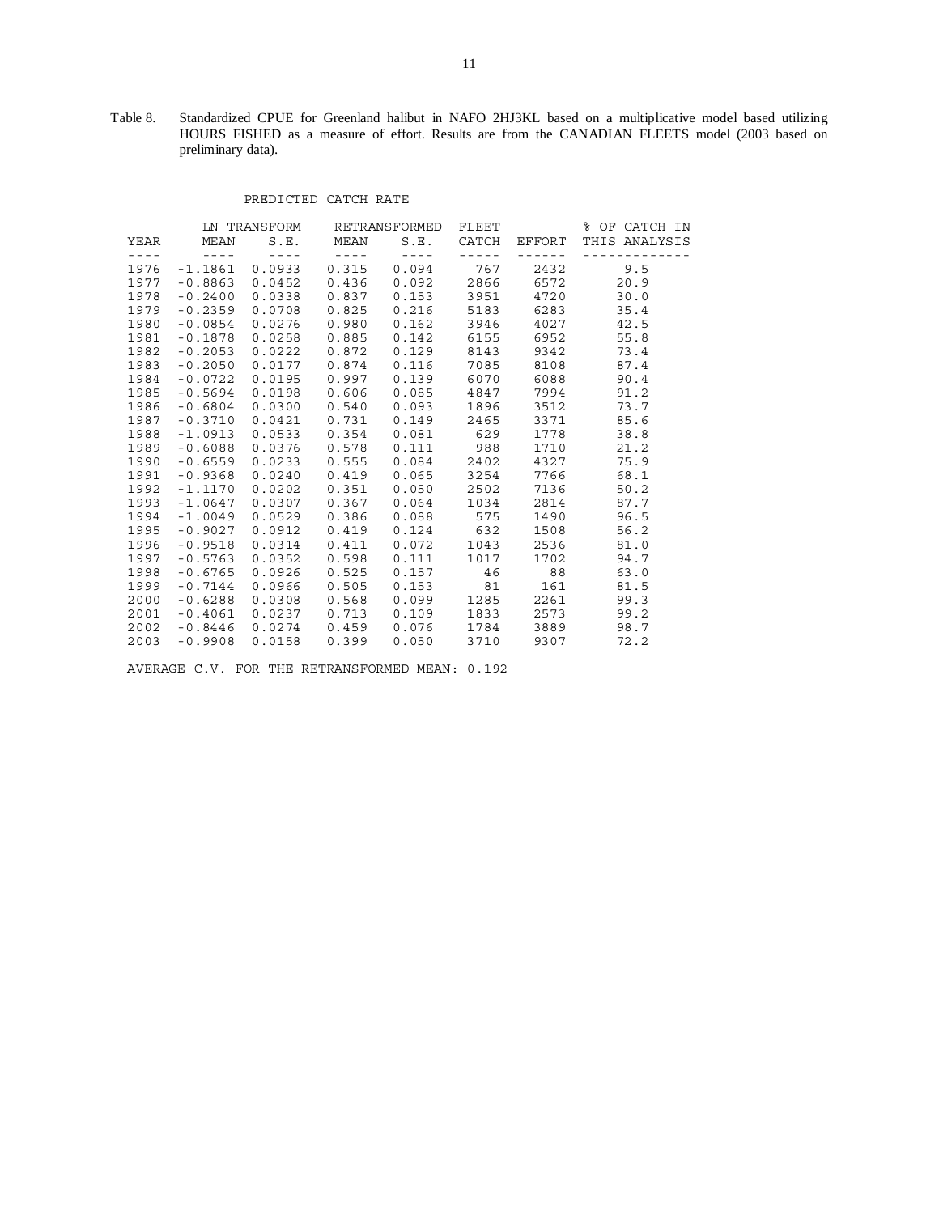Table 8. Standardized CPUE for Greenland halibut in NAFO 2HJ3KL based on a multiplicative model based utilizing HOURS FISHED as a measure of effort. Results are from the CANADIAN FLEETS model (2003 based on preliminary data).

PREDICTED CATCH RATE

| | LN TRANSFORM | | RETRANSFORMED | | FLEET | | % OF CATCH IN |
|---|---|---|---|---|---|---|---|
| YEAR | MEAN | S.E. | MEAN | S.E. | CATCH | EFFORT | THIS ANALYSIS |
| 1976 | -1.1861 | 0.0933 | 0.315 | 0.094 | 767 | 2432 | 9.5 |
| 1977 | -0.8863 | 0.0452 | 0.436 | 0.092 | 2866 | 6572 | 20.9 |
| 1978 | -0.2400 | 0.0338 | 0.837 | 0.153 | 3951 | 4720 | 30.0 |
| 1979 | -0.2359 | 0.0708 | 0.825 | 0.216 | 5183 | 6283 | 35.4 |
| 1980 | -0.0854 | 0.0276 | 0.980 | 0.162 | 3946 | 4027 | 42.5 |
| 1981 | -0.1878 | 0.0258 | 0.885 | 0.142 | 6155 | 6952 | 55.8 |
| 1982 | -0.2053 | 0.0222 | 0.872 | 0.129 | 8143 | 9342 | 73.4 |
| 1983 | -0.2050 | 0.0177 | 0.874 | 0.116 | 7085 | 8108 | 87.4 |
| 1984 | -0.0722 | 0.0195 | 0.997 | 0.139 | 6070 | 6088 | 90.4 |
| 1985 | -0.5694 | 0.0198 | 0.606 | 0.085 | 4847 | 7994 | 91.2 |
| 1986 | -0.6804 | 0.0300 | 0.540 | 0.093 | 1896 | 3512 | 73.7 |
| 1987 | -0.3710 | 0.0421 | 0.731 | 0.149 | 2465 | 3371 | 85.6 |
| 1988 | -1.0913 | 0.0533 | 0.354 | 0.081 | 629 | 1778 | 38.8 |
| 1989 | -0.6088 | 0.0376 | 0.578 | 0.111 | 988 | 1710 | 21.2 |
| 1990 | -0.6559 | 0.0233 | 0.555 | 0.084 | 2402 | 4327 | 75.9 |
| 1991 | -0.9368 | 0.0240 | 0.419 | 0.065 | 3254 | 7766 | 68.1 |
| 1992 | -1.1170 | 0.0202 | 0.351 | 0.050 | 2502 | 7136 | 50.2 |
| 1993 | -1.0647 | 0.0307 | 0.367 | 0.064 | 1034 | 2814 | 87.7 |
| 1994 | -1.0049 | 0.0529 | 0.386 | 0.088 | 575 | 1490 | 96.5 |
| 1995 | -0.9027 | 0.0912 | 0.419 | 0.124 | 632 | 1508 | 56.2 |
| 1996 | -0.9518 | 0.0314 | 0.411 | 0.072 | 1043 | 2536 | 81.0 |
| 1997 | -0.5763 | 0.0352 | 0.598 | 0.111 | 1017 | 1702 | 94.7 |
| 1998 | -0.6765 | 0.0926 | 0.525 | 0.157 | 46 | 88 | 63.0 |
| 1999 | -0.7144 | 0.0966 | 0.505 | 0.153 | 81 | 161 | 81.5 |
| 2000 | -0.6288 | 0.0308 | 0.568 | 0.099 | 1285 | 2261 | 99.3 |
| 2001 | -0.4061 | 0.0237 | 0.713 | 0.109 | 1833 | 2573 | 99.2 |
| 2002 | -0.8446 | 0.0274 | 0.459 | 0.076 | 1784 | 3889 | 98.7 |
| 2003 | -0.9908 | 0.0158 | 0.399 | 0.050 | 3710 | 9307 | 72.2 |

AVERAGE C.V. FOR THE RETRANSFORMED MEAN: 0.192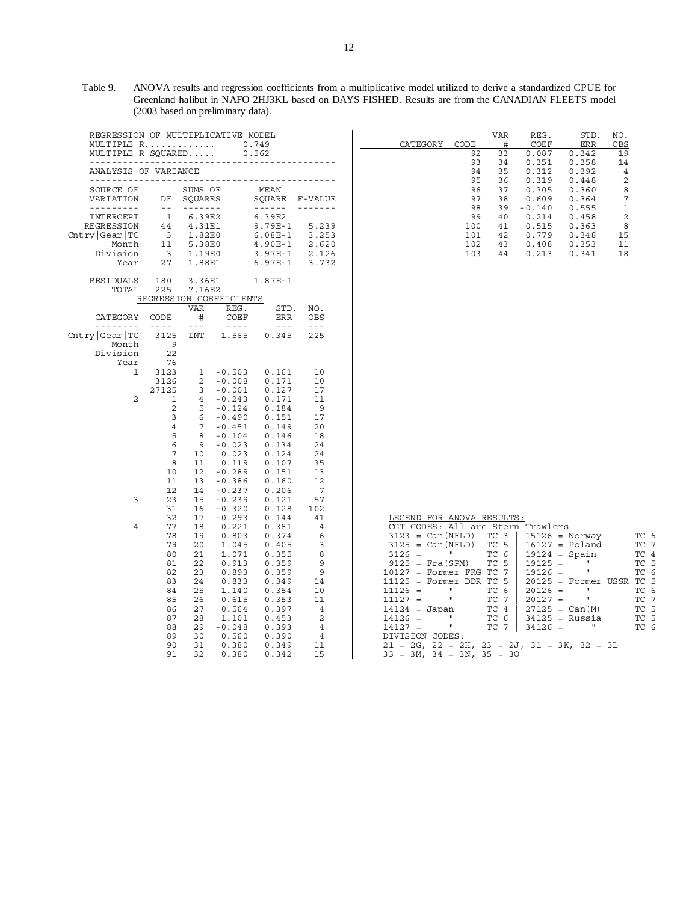Table 9. ANOVA results and regression coefficients from a multiplicative model utilized to derive a standardized CPUE for Greenland halibut in NAFO 2HJ3KL based on DAYS FISHED. Results are from the CANADIAN FLEETS model (2003 based on preliminary data).

REGRESSION OF MULTIPLICATIVE MODEL

MULTIPLE R............. 0.749

MULTIPLE R SQUARED..... 0.562

ANALYSIS OF VARIANCE

| SOURCE OF VARIATION | DF | SUMS OF SQUARES | MEAN SQUARE | F-VALUE |
|---|---|---|---|---|
| INTERCEPT | 1 | 6.39E2 | 6.39E2 | |
| REGRESSION | 44 | 4.31E1 | 9.79E-1 | 5.239 |
| Cntry\|Gear\|TC | 3 | 1.82E0 | 6.08E-1 | 3.253 |
| Month | 11 | 5.38E0 | 4.90E-1 | 2.620 |
| Division | 3 | 1.19E0 | 3.97E-1 | 2.126 |
| Year | 27 | 1.88E1 | 6.97E-1 | 3.732 |
| RESIDUALS | 180 | 3.36E1 | 1.87E-1 | |
| TOTAL | 225 | 7.16E2 | | |

REGRESSION COEFFICIENTS

| CATEGORY | CODE | VAR # | REG. COEF | STD. ERR | NO. OBS |
|---|---|---|---|---|---|
| Cntry\|Gear\|TC | 3125 | INT | 1.565 | 0.345 | 225 |
| Month | 9 | | | | |
| Division | 22 | | | | |
| Year | 76 | | | | |
| 1 | 3123 | 1 | -0.503 | 0.161 | 10 |
| | 3126 | 2 | -0.008 | 0.171 | 10 |
| | 27125 | 3 | -0.001 | 0.127 | 17 |
| 2 | 1 | 4 | -0.243 | 0.171 | 11 |
| | 2 | 5 | -0.124 | 0.184 | 9 |
| | 3 | 6 | -0.490 | 0.151 | 17 |
| | 4 | 7 | -0.451 | 0.149 | 20 |
| | 5 | 8 | -0.104 | 0.146 | 18 |
| | 6 | 9 | -0.023 | 0.134 | 24 |
| | 7 | 10 | 0.023 | 0.124 | 24 |
| | 8 | 11 | 0.119 | 0.107 | 35 |
| | 10 | 12 | -0.289 | 0.151 | 13 |
| | 11 | 13 | -0.386 | 0.160 | 12 |
| | 12 | 14 | -0.237 | 0.206 | 7 |
| 3 | 23 | 15 | -0.239 | 0.121 | 57 |
| | 31 | 16 | -0.320 | 0.128 | 102 |
| | 32 | 17 | -0.293 | 0.144 | 41 |
| 4 | 77 | 18 | 0.221 | 0.381 | 4 |
| | 78 | 19 | 0.803 | 0.374 | 6 |
| | 79 | 20 | 1.045 | 0.405 | 3 |
| | 80 | 21 | 1.071 | 0.355 | 8 |
| | 81 | 22 | 0.913 | 0.359 | 9 |
| | 82 | 23 | 0.893 | 0.359 | 9 |
| | 83 | 24 | 0.833 | 0.349 | 14 |
| | 84 | 25 | 1.140 | 0.354 | 10 |
| | 85 | 26 | 0.615 | 0.353 | 11 |
| | 86 | 27 | 0.564 | 0.397 | 4 |
| | 87 | 28 | 1.101 | 0.453 | 2 |
| | 88 | 29 | -0.048 | 0.393 | 4 |
| | 89 | 30 | 0.560 | 0.390 | 4 |
| | 90 | 31 | 0.380 | 0.349 | 11 |
| | 91 | 32 | 0.380 | 0.342 | 15 |
| | 92 | 33 | 0.087 | 0.342 | 19 |
| | 93 | 34 | 0.351 | 0.358 | 14 |
| | 94 | 35 | 0.312 | 0.392 | 4 |
| | 95 | 36 | 0.319 | 0.448 | 2 |
| | 96 | 37 | 0.305 | 0.360 | 8 |
| | 97 | 38 | 0.609 | 0.364 | 7 |
| | 98 | 39 | -0.140 | 0.555 | 1 |
| | 99 | 40 | 0.214 | 0.458 | 2 |
| | 100 | 41 | 0.515 | 0.363 | 8 |
| | 101 | 42 | 0.779 | 0.348 | 15 |
| | 102 | 43 | 0.408 | 0.353 | 11 |
| | 103 | 44 | 0.213 | 0.341 | 18 |

LEGEND FOR ANOVA RESULTS:

CGT CODES: All are Stern Trawlers

| Code | Country | TC | Code | Country | TC |
|---|---|---|---|---|---|
| 3123 | Can(NFLD) | TC 3 | 15126 | Norway | TC 6 |
| 3125 | Can(NFLD) | TC 5 | 16127 | Poland | TC 7 |
| 3126 | " | TC 6 | 19124 | Spain | TC 4 |
| 9125 | Fra(SPM) | TC 5 | 19125 | " | TC 5 |
| 10127 | Former FRG | TC 7 | 19126 | " | TC 6 |
| 11125 | Former DDR | TC 5 | 20125 | Former USSR | TC 5 |
| 11126 | " | TC 6 | 20126 | " | TC 6 |
| 11127 | " | TC 7 | 20127 | " | TC 7 |
| 14124 | Japan | TC 4 | 27125 | Can(M) | TC 5 |
| 14126 | " | TC 6 | 34125 | Russia | TC 5 |
| 14127 | " | TC 7 | 34126 | " | TC 6 |

DIVISION CODES:

21 = 2G, 22 = 2H, 23 = 2J, 31 = 3K, 32 = 3L

33 = 3M, 34 = 3N, 35 = 3O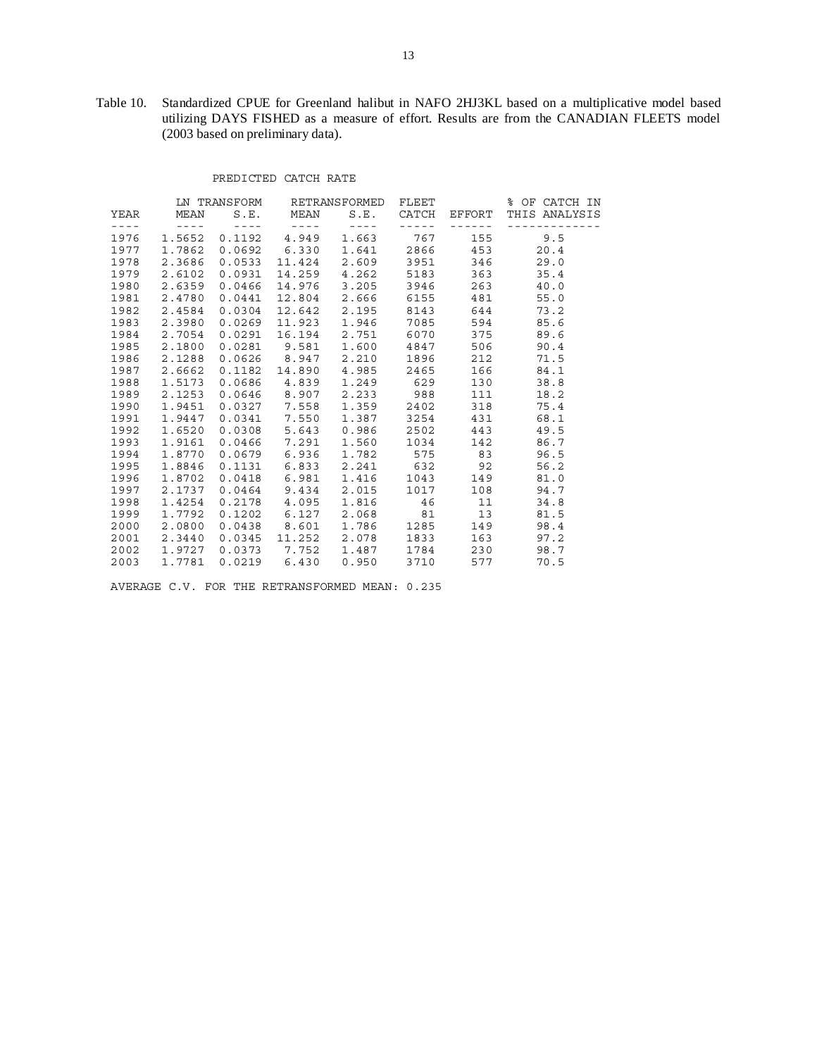Table 10. Standardized CPUE for Greenland halibut in NAFO 2HJ3KL based on a multiplicative model based utilizing DAYS FISHED as a measure of effort. Results are from the CANADIAN FLEETS model (2003 based on preliminary data).

PREDICTED CATCH RATE

| | LN TRANSFORM | | RETRANSFORMED | | FLEET | | % OF CATCH IN |
|---|---|---|---|---|---|---|---|
| YEAR | MEAN | S.E. | MEAN | S.E. | CATCH | EFFORT | THIS ANALYSIS |
| 1976 | 1.5652 | 0.1192 | 4.949 | 1.663 | 767 | 155 | 9.5 |
| 1977 | 1.7862 | 0.0692 | 6.330 | 1.641 | 2866 | 453 | 20.4 |
| 1978 | 2.3686 | 0.0533 | 11.424 | 2.609 | 3951 | 346 | 29.0 |
| 1979 | 2.6102 | 0.0931 | 14.259 | 4.262 | 5183 | 363 | 35.4 |
| 1980 | 2.6359 | 0.0466 | 14.976 | 3.205 | 3946 | 263 | 40.0 |
| 1981 | 2.4780 | 0.0441 | 12.804 | 2.666 | 6155 | 481 | 55.0 |
| 1982 | 2.4584 | 0.0304 | 12.642 | 2.195 | 8143 | 644 | 73.2 |
| 1983 | 2.3980 | 0.0269 | 11.923 | 1.946 | 7085 | 594 | 85.6 |
| 1984 | 2.7054 | 0.0291 | 16.194 | 2.751 | 6070 | 375 | 89.6 |
| 1985 | 2.1800 | 0.0281 | 9.581 | 1.600 | 4847 | 506 | 90.4 |
| 1986 | 2.1288 | 0.0626 | 8.947 | 2.210 | 1896 | 212 | 71.5 |
| 1987 | 2.6662 | 0.1182 | 14.890 | 4.985 | 2465 | 166 | 84.1 |
| 1988 | 1.5173 | 0.0686 | 4.839 | 1.249 | 629 | 130 | 38.8 |
| 1989 | 2.1253 | 0.0646 | 8.907 | 2.233 | 988 | 111 | 18.2 |
| 1990 | 1.9451 | 0.0327 | 7.558 | 1.359 | 2402 | 318 | 75.4 |
| 1991 | 1.9447 | 0.0341 | 7.550 | 1.387 | 3254 | 431 | 68.1 |
| 1992 | 1.6520 | 0.0308 | 5.643 | 0.986 | 2502 | 443 | 49.5 |
| 1993 | 1.9161 | 0.0466 | 7.291 | 1.560 | 1034 | 142 | 86.7 |
| 1994 | 1.8770 | 0.0679 | 6.936 | 1.782 | 575 | 83 | 96.5 |
| 1995 | 1.8846 | 0.1131 | 6.833 | 2.241 | 632 | 92 | 56.2 |
| 1996 | 1.8702 | 0.0418 | 6.981 | 1.416 | 1043 | 149 | 81.0 |
| 1997 | 2.1737 | 0.0464 | 9.434 | 2.015 | 1017 | 108 | 94.7 |
| 1998 | 1.4254 | 0.2178 | 4.095 | 1.816 | 46 | 11 | 34.8 |
| 1999 | 1.7792 | 0.1202 | 6.127 | 2.068 | 81 | 13 | 81.5 |
| 2000 | 2.0800 | 0.0438 | 8.601 | 1.786 | 1285 | 149 | 98.4 |
| 2001 | 2.3440 | 0.0345 | 11.252 | 2.078 | 1833 | 163 | 97.2 |
| 2002 | 1.9727 | 0.0373 | 7.752 | 1.487 | 1784 | 230 | 98.7 |
| 2003 | 1.7781 | 0.0219 | 6.430 | 0.950 | 3710 | 577 | 70.5 |

AVERAGE C.V. FOR THE RETRANSFORMED MEAN: 0.235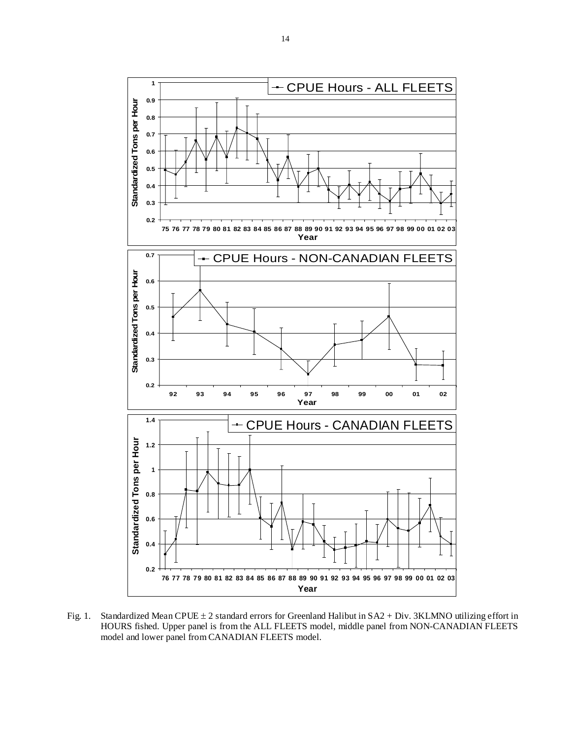Fig. 1. Standardized Mean CPUE ± 2 standard errors for Greenland Halibut in SA2 + Div. 3KLMNO utilizing effort in HOURS fished. Upper panel is from the ALL FLEETS model, middle panel from NON-CANADIAN FLEETS model and lower panel from CANADIAN FLEETS model.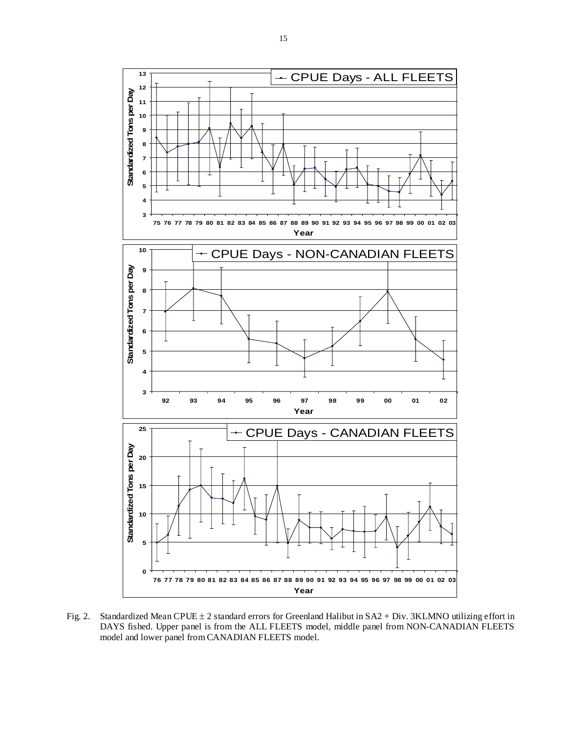CPUE Days - ALL FLEETS

Standardized Tons per Day

13
12
11
10
9
8
7
6
5
4
3

75 76 77 78 79 80 81 82 83 84 85 86 87 88 89 90 91 92 93 94 95 96 97 98 99 00 01 02 03

Year

CPUE Days - NON-CANADIAN FLEETS

Standardized Tons per Day

10
9
8
7
6
5
4
3

92 93 94 95 96 97 98 99 00 01 02

Year

CPUE Days - CANADIAN FLEETS

Standardized Tons per Day

25
20
15
10
5
0

76 77 78 79 80 81 82 83 84 85 86 87 88 89 90 91 92 93 94 95 96 97 98 99 00 01 02 03

Year

Fig. 2. Standardized Mean CPUE ± 2 standard errors for Greenland Halibut in SA2 + Div. 3KLMNO utilizing effort in DAYS fished. Upper panel is from the ALL FLEETS model, middle panel from NON-CANADIAN FLEETS model and lower panel from CANADIAN FLEETS model.